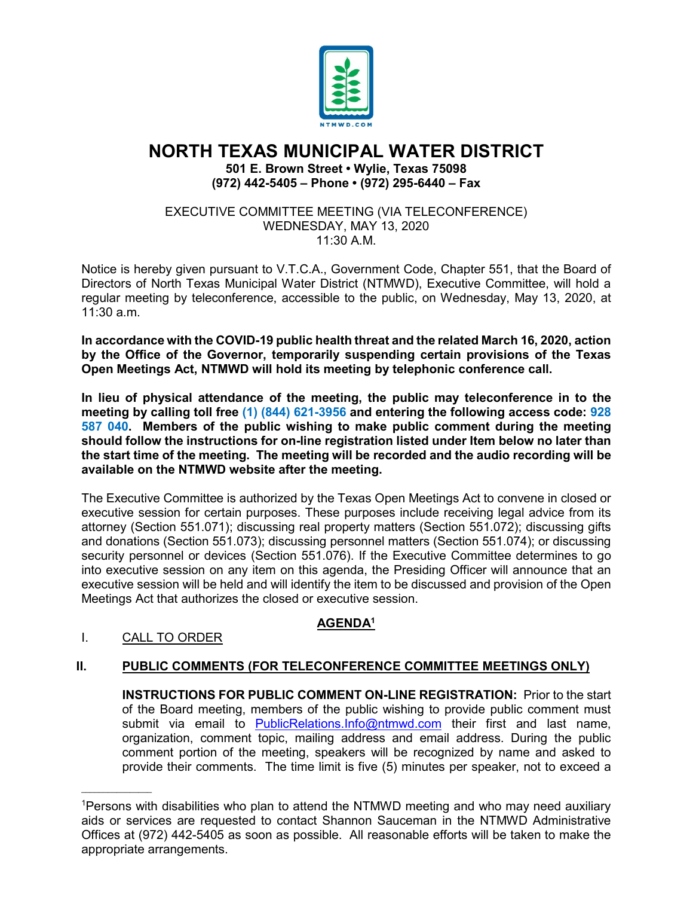# NORTH TEXAS MUNICIPAL WATER DISTRICT

**501 E. Brown Street • Wylie, Texas 75098**
**(972) 442-5405 – Phone • (972) 295-6440 – Fax**

EXECUTIVE COMMITTEE MEETING (VIA TELECONFERENCE)
WEDNESDAY, MAY 13, 2020
11:30 A.M.

Notice is hereby given pursuant to V.T.C.A., Government Code, Chapter 551, that the Board of Directors of North Texas Municipal Water District (NTMWD), Executive Committee, will hold a regular meeting by teleconference, accessible to the public, on Wednesday, May 13, 2020, at 11:30 a.m.

**In accordance with the COVID-19 public health threat and the related March 16, 2020, action by the Office of the Governor, temporarily suspending certain provisions of the Texas Open Meetings Act, NTMWD will hold its meeting by telephonic conference call.**

**In lieu of physical attendance of the meeting, the public may teleconference in to the meeting by calling toll free (1) (844) 621-3956 and entering the following access code: 928 587 040. Members of the public wishing to make public comment during the meeting should follow the instructions for on-line registration listed under Item below no later than the start time of the meeting. The meeting will be recorded and the audio recording will be available on the NTMWD website after the meeting.**

The Executive Committee is authorized by the Texas Open Meetings Act to convene in closed or executive session for certain purposes. These purposes include receiving legal advice from its attorney (Section 551.071); discussing real property matters (Section 551.072); discussing gifts and donations (Section 551.073); discussing personnel matters (Section 551.074); or discussing security personnel or devices (Section 551.076). If the Executive Committee determines to go into executive session on any item on this agenda, the Presiding Officer will announce that an executive session will be held and will identify the item to be discussed and provision of the Open Meetings Act that authorizes the closed or executive session.

## AGENDA[1]

I. CALL TO ORDER

**II. PUBLIC COMMENTS (FOR TELECONFERENCE COMMITTEE MEETINGS ONLY)**

**INSTRUCTIONS FOR PUBLIC COMMENT ON-LINE REGISTRATION:** Prior to the start of the Board meeting, members of the public wishing to provide public comment must submit via email to PublicRelations.Info@ntmwd.com their first and last name, organization, comment topic, mailing address and email address. During the public comment portion of the meeting, speakers will be recognized by name and asked to provide their comments. The time limit is five (5) minutes per speaker, not to exceed a

[1]Persons with disabilities who plan to attend the NTMWD meeting and who may need auxiliary aids or services are requested to contact Shannon Sauceman in the NTMWD Administrative Offices at (972) 442-5405 as soon as possible. All reasonable efforts will be taken to make the appropriate arrangements.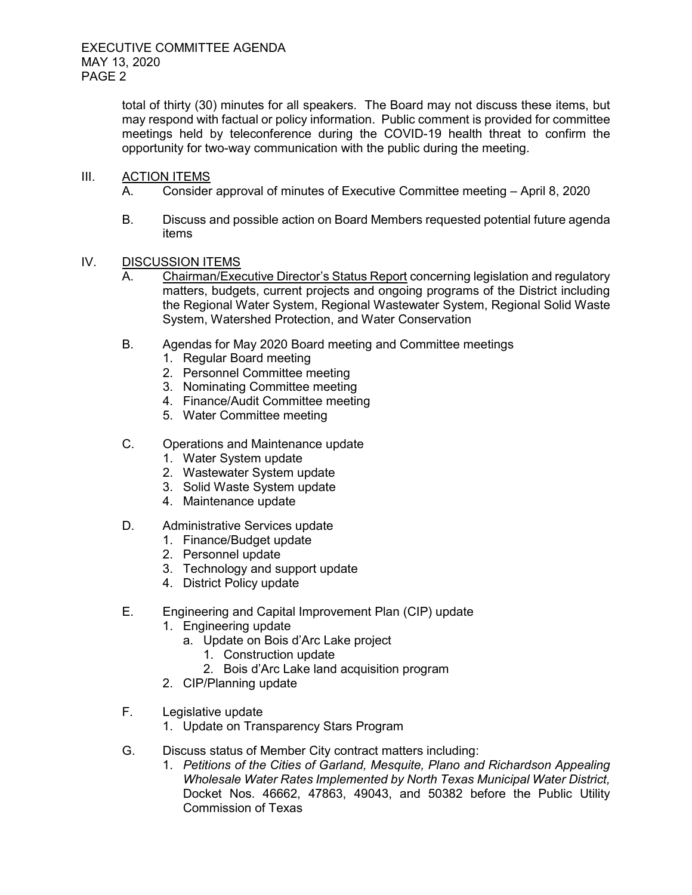total of thirty (30) minutes for all speakers. The Board may not discuss these items, but may respond with factual or policy information. Public comment is provided for committee meetings held by teleconference during the COVID-19 health threat to confirm the opportunity for two-way communication with the public during the meeting.

III. <u>ACTION ITEMS</u>
   A. Consider approval of minutes of Executive Committee meeting – April 8, 2020

   B. Discuss and possible action on Board Members requested potential future agenda items

IV. <u>DISCUSSION ITEMS</u>
   A. <u>Chairman/Executive Director's Status Report</u> concerning legislation and regulatory matters, budgets, current projects and ongoing programs of the District including the Regional Water System, Regional Wastewater System, Regional Solid Waste System, Watershed Protection, and Water Conservation

   B. Agendas for May 2020 Board meeting and Committee meetings
      1. Regular Board meeting
      2. Personnel Committee meeting
      3. Nominating Committee meeting
      4. Finance/Audit Committee meeting
      5. Water Committee meeting

   C. Operations and Maintenance update
      1. Water System update
      2. Wastewater System update
      3. Solid Waste System update
      4. Maintenance update

   D. Administrative Services update
      1. Finance/Budget update
      2. Personnel update
      3. Technology and support update
      4. District Policy update

   E. Engineering and Capital Improvement Plan (CIP) update
      1. Engineering update
         a. Update on Bois d'Arc Lake project
            1. Construction update
            2. Bois d'Arc Lake land acquisition program
      2. CIP/Planning update

   F. Legislative update
      1. Update on Transparency Stars Program

   G. Discuss status of Member City contract matters including:
      1. *Petitions of the Cities of Garland, Mesquite, Plano and Richardson Appealing Wholesale Water Rates Implemented by North Texas Municipal Water District,* Docket Nos. 46662, 47863, 49043, and 50382 before the Public Utility Commission of Texas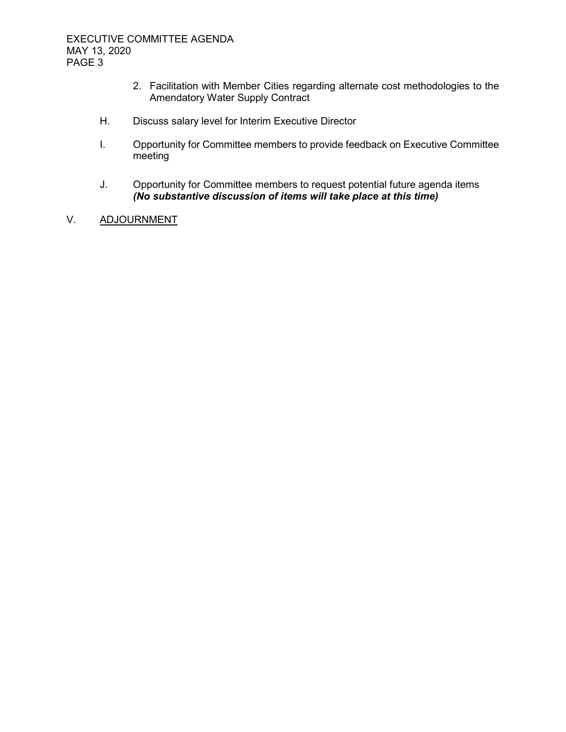2. Facilitation with Member Cities regarding alternate cost methodologies to the Amendatory Water Supply Contract

H. Discuss salary level for Interim Executive Director

I. Opportunity for Committee members to provide feedback on Executive Committee meeting

J. Opportunity for Committee members to request potential future agenda items
***(No substantive discussion of items will take place at this time)***

V. ADJOURNMENT